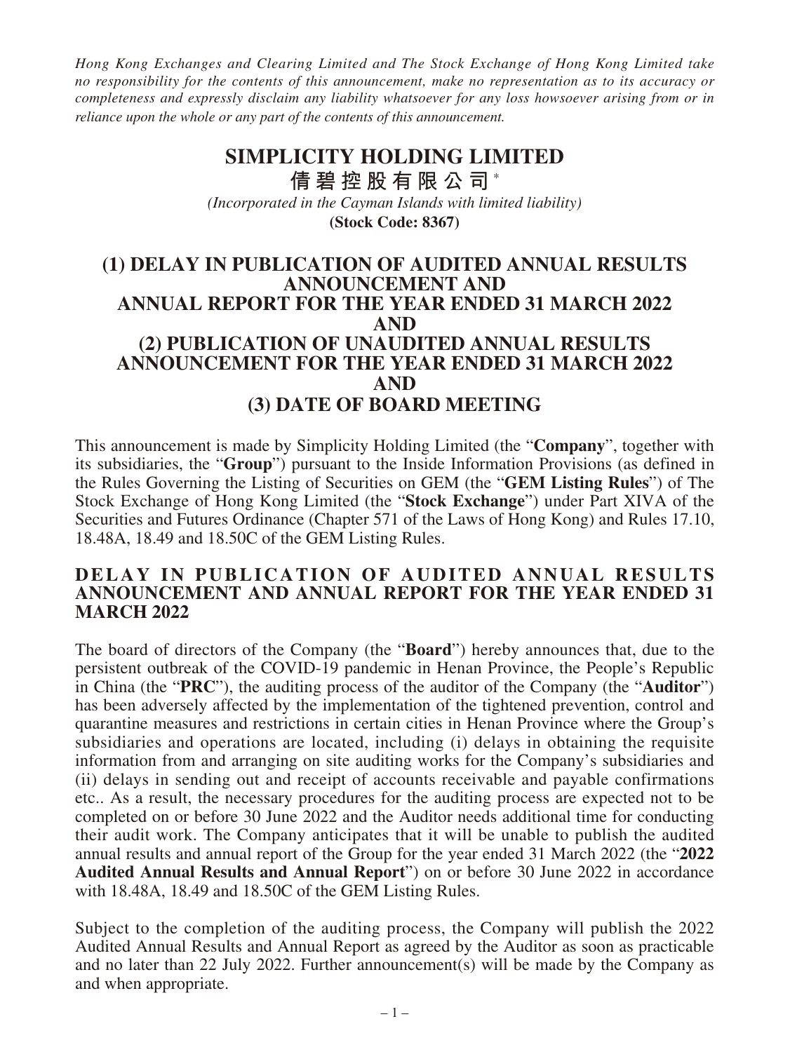*Hong Kong Exchanges and Clearing Limited and The Stock Exchange of Hong Kong Limited take no responsibility for the contents of this announcement, make no representation as to its accuracy or completeness and expressly disclaim any liability whatsoever for any loss howsoever arising from or in reliance upon the whole or any part of the contents of this announcement.*

# SIMPLICITY HOLDING LIMITED

# 倩碧控股有限公司*

*(Incorporated in the Cayman Islands with limited liability)*

**(Stock Code: 8367)**

# (1) DELAY IN PUBLICATION OF AUDITED ANNUAL RESULTS ANNOUNCEMENT AND ANNUAL REPORT FOR THE YEAR ENDED 31 MARCH 2022 AND (2) PUBLICATION OF UNAUDITED ANNUAL RESULTS ANNOUNCEMENT FOR THE YEAR ENDED 31 MARCH 2022 AND (3) DATE OF BOARD MEETING

This announcement is made by Simplicity Holding Limited (the "**Company**", together with its subsidiaries, the "**Group**") pursuant to the Inside Information Provisions (as defined in the Rules Governing the Listing of Securities on GEM (the "**GEM Listing Rules**") of The Stock Exchange of Hong Kong Limited (the "**Stock Exchange**") under Part XIVA of the Securities and Futures Ordinance (Chapter 571 of the Laws of Hong Kong) and Rules 17.10, 18.48A, 18.49 and 18.50C of the GEM Listing Rules.

## DELAY IN PUBLICATION OF AUDITED ANNUAL RESULTS ANNOUNCEMENT AND ANNUAL REPORT FOR THE YEAR ENDED 31 MARCH 2022

The board of directors of the Company (the "**Board**") hereby announces that, due to the persistent outbreak of the COVID-19 pandemic in Henan Province, the People's Republic in China (the "**PRC**"), the auditing process of the auditor of the Company (the "**Auditor**") has been adversely affected by the implementation of the tightened prevention, control and quarantine measures and restrictions in certain cities in Henan Province where the Group's subsidiaries and operations are located, including (i) delays in obtaining the requisite information from and arranging on site auditing works for the Company's subsidiaries and (ii) delays in sending out and receipt of accounts receivable and payable confirmations etc.. As a result, the necessary procedures for the auditing process are expected not to be completed on or before 30 June 2022 and the Auditor needs additional time for conducting their audit work. The Company anticipates that it will be unable to publish the audited annual results and annual report of the Group for the year ended 31 March 2022 (the "**2022 Audited Annual Results and Annual Report**") on or before 30 June 2022 in accordance with 18.48A, 18.49 and 18.50C of the GEM Listing Rules.

Subject to the completion of the auditing process, the Company will publish the 2022 Audited Annual Results and Annual Report as agreed by the Auditor as soon as practicable and no later than 22 July 2022. Further announcement(s) will be made by the Company as and when appropriate.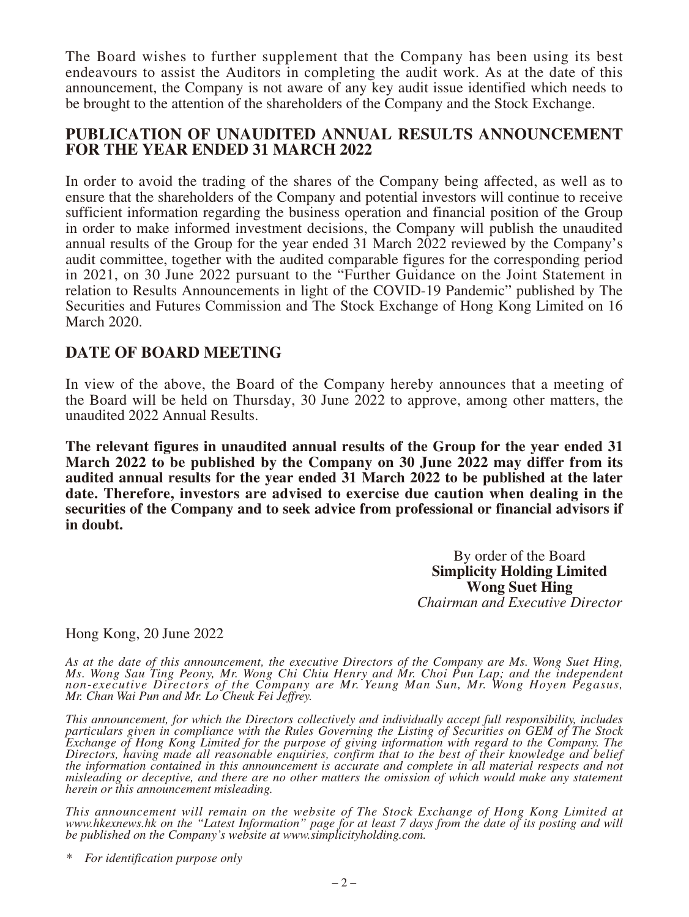The Board wishes to further supplement that the Company has been using its best endeavours to assist the Auditors in completing the audit work. As at the date of this announcement, the Company is not aware of any key audit issue identified which needs to be brought to the attention of the shareholders of the Company and the Stock Exchange.

## PUBLICATION OF UNAUDITED ANNUAL RESULTS ANNOUNCEMENT FOR THE YEAR ENDED 31 MARCH 2022

In order to avoid the trading of the shares of the Company being affected, as well as to ensure that the shareholders of the Company and potential investors will continue to receive sufficient information regarding the business operation and financial position of the Group in order to make informed investment decisions, the Company will publish the unaudited annual results of the Group for the year ended 31 March 2022 reviewed by the Company's audit committee, together with the audited comparable figures for the corresponding period in 2021, on 30 June 2022 pursuant to the "Further Guidance on the Joint Statement in relation to Results Announcements in light of the COVID-19 Pandemic" published by The Securities and Futures Commission and The Stock Exchange of Hong Kong Limited on 16 March 2020.

## DATE OF BOARD MEETING

In view of the above, the Board of the Company hereby announces that a meeting of the Board will be held on Thursday, 30 June 2022 to approve, among other matters, the unaudited 2022 Annual Results.

**The relevant figures in unaudited annual results of the Group for the year ended 31 March 2022 to be published by the Company on 30 June 2022 may differ from its audited annual results for the year ended 31 March 2022 to be published at the later date. Therefore, investors are advised to exercise due caution when dealing in the securities of the Company and to seek advice from professional or financial advisors if in doubt.**

By order of the Board
**Simplicity Holding Limited**
**Wong Suet Hing**
*Chairman and Executive Director*

Hong Kong, 20 June 2022

*As at the date of this announcement, the executive Directors of the Company are Ms. Wong Suet Hing, Ms. Wong Sau Ting Peony, Mr. Wong Chi Chiu Henry and Mr. Choi Pun Lap; and the independent non-executive Directors of the Company are Mr. Yeung Man Sun, Mr. Wong Hoyen Pegasus, Mr. Chan Wai Pun and Mr. Lo Cheuk Fei Jeffrey.*

*This announcement, for which the Directors collectively and individually accept full responsibility, includes particulars given in compliance with the Rules Governing the Listing of Securities on GEM of The Stock Exchange of Hong Kong Limited for the purpose of giving information with regard to the Company. The Directors, having made all reasonable enquiries, confirm that to the best of their knowledge and belief the information contained in this announcement is accurate and complete in all material respects and not misleading or deceptive, and there are no other matters the omission of which would make any statement herein or this announcement misleading.*

*This announcement will remain on the website of The Stock Exchange of Hong Kong Limited at www.hkexnews.hk on the "Latest Information" page for at least 7 days from the date of its posting and will be published on the Company's website at www.simplicityholding.com.*

\* *For identification purpose only*